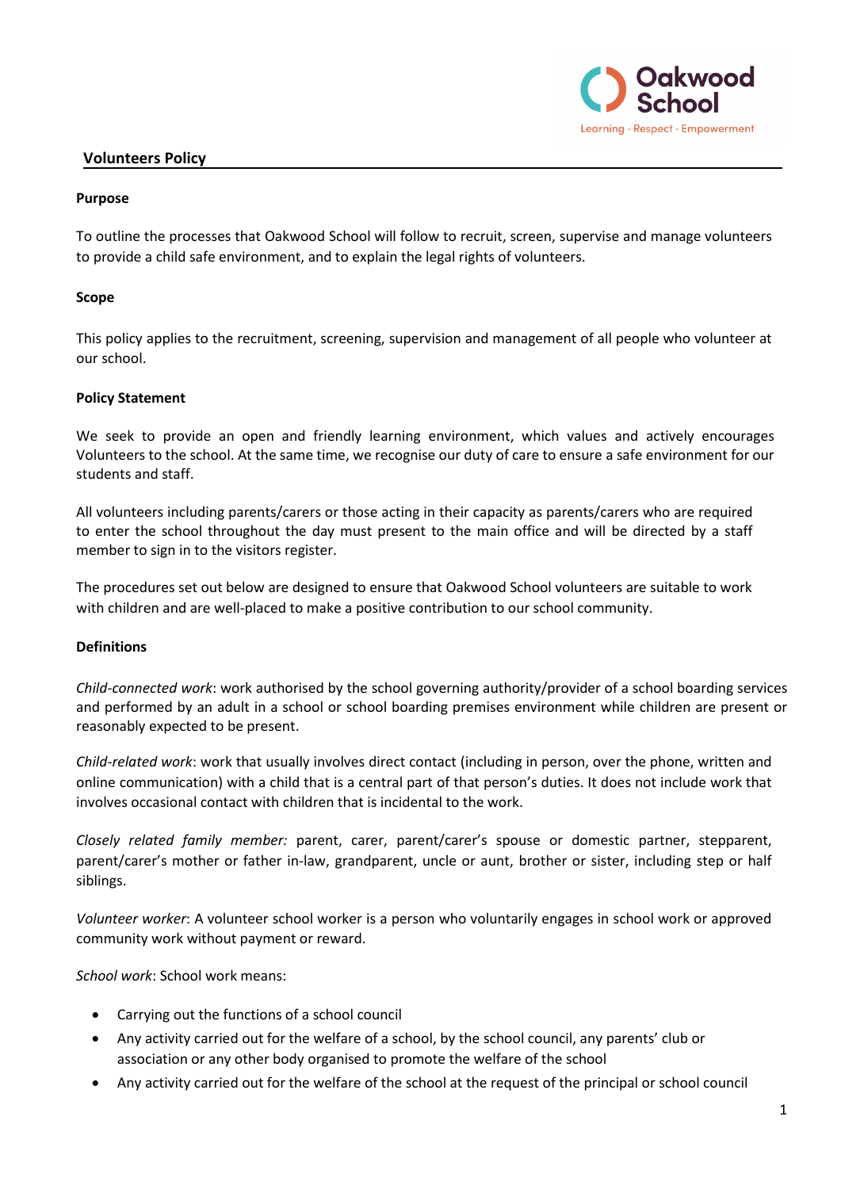# Volunteers Policy

**Purpose**

To outline the processes that Oakwood School will follow to recruit, screen, supervise and manage volunteers to provide a child safe environment, and to explain the legal rights of volunteers.

**Scope**

This policy applies to the recruitment, screening, supervision and management of all people who volunteer at our school.

**Policy Statement**

We seek to provide an open and friendly learning environment, which values and actively encourages Volunteers to the school. At the same time, we recognise our duty of care to ensure a safe environment for our students and staff.

All volunteers including parents/carers or those acting in their capacity as parents/carers who are required to enter the school throughout the day must present to the main office and will be directed by a staff member to sign in to the visitors register.

The procedures set out below are designed to ensure that Oakwood School volunteers are suitable to work with children and are well-placed to make a positive contribution to our school community.

**Definitions**

*Child-connected work*: work authorised by the school governing authority/provider of a school boarding services and performed by an adult in a school or school boarding premises environment while children are present or reasonably expected to be present.

*Child-related work*: work that usually involves direct contact (including in person, over the phone, written and online communication) with a child that is a central part of that person's duties. It does not include work that involves occasional contact with children that is incidental to the work.

*Closely related family member:* parent, carer, parent/carer's spouse or domestic partner, stepparent, parent/carer's mother or father in-law, grandparent, uncle or aunt, brother or sister, including step or half siblings.

*Volunteer worker*: A volunteer school worker is a person who voluntarily engages in school work or approved community work without payment or reward.

*School work*: School work means:

- Carrying out the functions of a school council
- Any activity carried out for the welfare of a school, by the school council, any parents' club or association or any other body organised to promote the welfare of the school
- Any activity carried out for the welfare of the school at the request of the principal or school council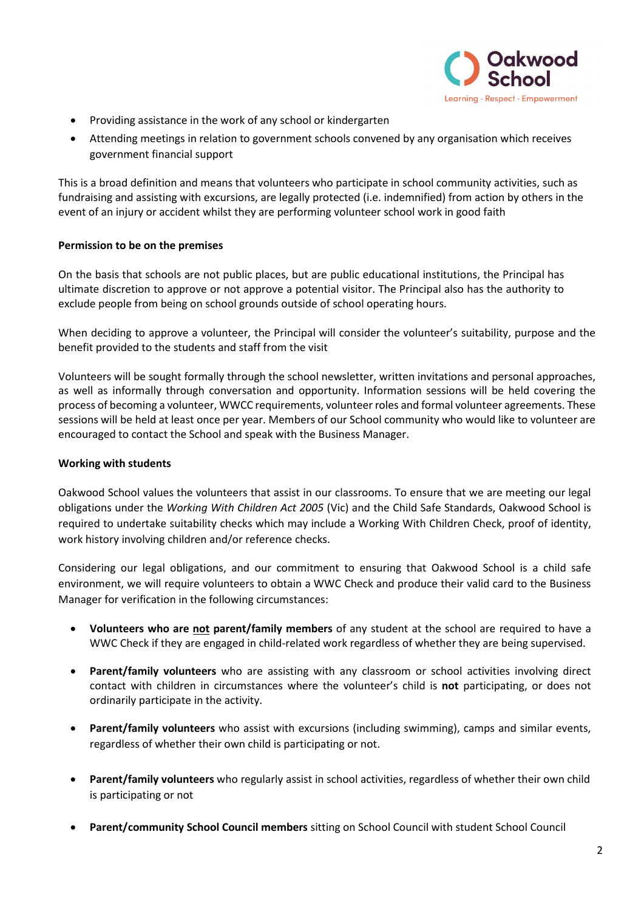- Providing assistance in the work of any school or kindergarten
- Attending meetings in relation to government schools convened by any organisation which receives government financial support

This is a broad definition and means that volunteers who participate in school community activities, such as fundraising and assisting with excursions, are legally protected (i.e. indemnified) from action by others in the event of an injury or accident whilst they are performing volunteer school work in good faith

**Permission to be on the premises**

On the basis that schools are not public places, but are public educational institutions, the Principal has ultimate discretion to approve or not approve a potential visitor. The Principal also has the authority to exclude people from being on school grounds outside of school operating hours.

When deciding to approve a volunteer, the Principal will consider the volunteer's suitability, purpose and the benefit provided to the students and staff from the visit

Volunteers will be sought formally through the school newsletter, written invitations and personal approaches, as well as informally through conversation and opportunity. Information sessions will be held covering the process of becoming a volunteer, WWCC requirements, volunteer roles and formal volunteer agreements. These sessions will be held at least once per year. Members of our School community who would like to volunteer are encouraged to contact the School and speak with the Business Manager.

**Working with students**

Oakwood School values the volunteers that assist in our classrooms. To ensure that we are meeting our legal obligations under the *Working With Children Act 2005* (Vic) and the Child Safe Standards, Oakwood School is required to undertake suitability checks which may include a Working With Children Check, proof of identity, work history involving children and/or reference checks.

Considering our legal obligations, and our commitment to ensuring that Oakwood School is a child safe environment, we will require volunteers to obtain a WWC Check and produce their valid card to the Business Manager for verification in the following circumstances:

- **Volunteers who are <u>not</u> parent/family members** of any student at the school are required to have a WWC Check if they are engaged in child-related work regardless of whether they are being supervised.
- **Parent/family volunteers** who are assisting with any classroom or school activities involving direct contact with children in circumstances where the volunteer's child is **not** participating, or does not ordinarily participate in the activity.
- **Parent/family volunteers** who assist with excursions (including swimming), camps and similar events, regardless of whether their own child is participating or not.
- **Parent/family volunteers** who regularly assist in school activities, regardless of whether their own child is participating or not
- **Parent/community School Council members** sitting on School Council with student School Council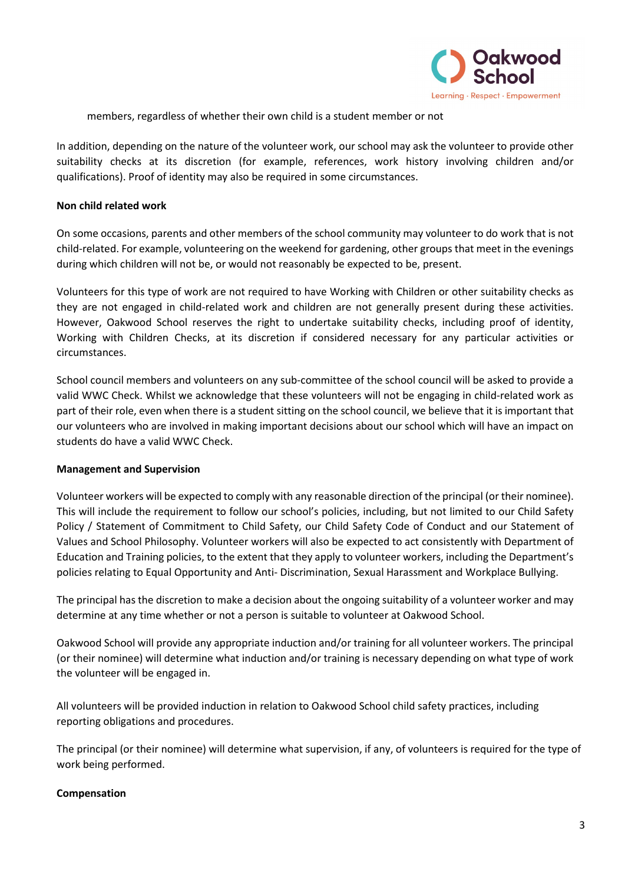members, regardless of whether their own child is a student member or not

In addition, depending on the nature of the volunteer work, our school may ask the volunteer to provide other suitability checks at its discretion (for example, references, work history involving children and/or qualifications). Proof of identity may also be required in some circumstances.

**Non child related work**

On some occasions, parents and other members of the school community may volunteer to do work that is not child-related. For example, volunteering on the weekend for gardening, other groups that meet in the evenings during which children will not be, or would not reasonably be expected to be, present.

Volunteers for this type of work are not required to have Working with Children or other suitability checks as they are not engaged in child-related work and children are not generally present during these activities. However, Oakwood School reserves the right to undertake suitability checks, including proof of identity, Working with Children Checks, at its discretion if considered necessary for any particular activities or circumstances.

School council members and volunteers on any sub-committee of the school council will be asked to provide a valid WWC Check. Whilst we acknowledge that these volunteers will not be engaging in child-related work as part of their role, even when there is a student sitting on the school council, we believe that it is important that our volunteers who are involved in making important decisions about our school which will have an impact on students do have a valid WWC Check.

**Management and Supervision**

Volunteer workers will be expected to comply with any reasonable direction of the principal (or their nominee). This will include the requirement to follow our school's policies, including, but not limited to our Child Safety Policy / Statement of Commitment to Child Safety, our Child Safety Code of Conduct and our Statement of Values and School Philosophy. Volunteer workers will also be expected to act consistently with Department of Education and Training policies, to the extent that they apply to volunteer workers, including the Department's policies relating to Equal Opportunity and Anti- Discrimination, Sexual Harassment and Workplace Bullying.

The principal has the discretion to make a decision about the ongoing suitability of a volunteer worker and may determine at any time whether or not a person is suitable to volunteer at Oakwood School.

Oakwood School will provide any appropriate induction and/or training for all volunteer workers. The principal (or their nominee) will determine what induction and/or training is necessary depending on what type of work the volunteer will be engaged in.

All volunteers will be provided induction in relation to Oakwood School child safety practices, including reporting obligations and procedures.

The principal (or their nominee) will determine what supervision, if any, of volunteers is required for the type of work being performed.

**Compensation**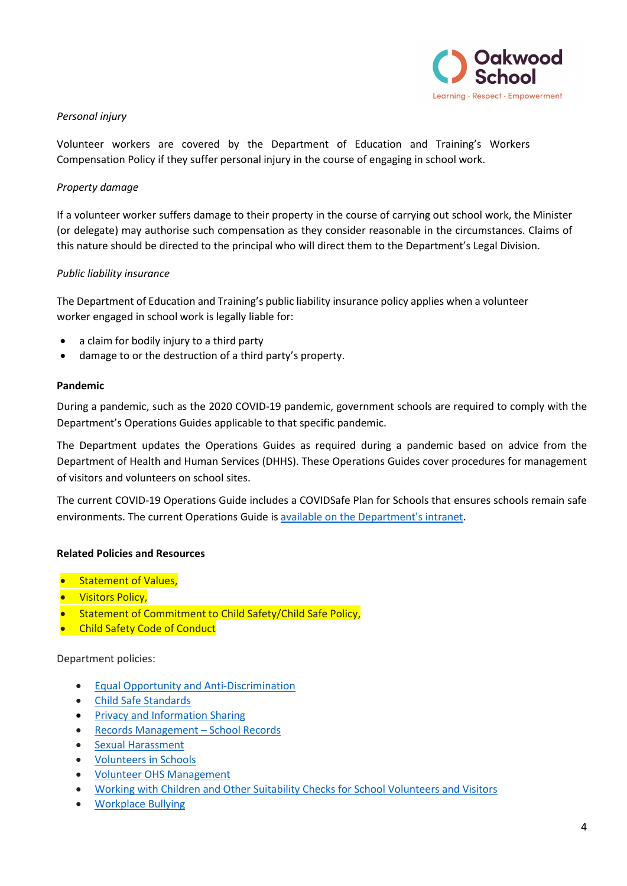*Personal injury*

Volunteer workers are covered by the Department of Education and Training's Workers Compensation Policy if they suffer personal injury in the course of engaging in school work.

*Property damage*

If a volunteer worker suffers damage to their property in the course of carrying out school work, the Minister (or delegate) may authorise such compensation as they consider reasonable in the circumstances. Claims of this nature should be directed to the principal who will direct them to the Department's Legal Division.

*Public liability insurance*

The Department of Education and Training's public liability insurance policy applies when a volunteer worker engaged in school work is legally liable for:

- a claim for bodily injury to a third party
- damage to or the destruction of a third party's property.

**Pandemic**

During a pandemic, such as the 2020 COVID-19 pandemic, government schools are required to comply with the Department's Operations Guides applicable to that specific pandemic.

The Department updates the Operations Guides as required during a pandemic based on advice from the Department of Health and Human Services (DHHS). These Operations Guides cover procedures for management of visitors and volunteers on school sites.

The current COVID-19 Operations Guide includes a COVIDSafe Plan for Schools that ensures schools remain safe environments. The current Operations Guide is available on the Department's intranet.

**Related Policies and Resources**

- Statement of Values,
- Visitors Policy,
- Statement of Commitment to Child Safety/Child Safe Policy,
- Child Safety Code of Conduct

Department policies:

- Equal Opportunity and Anti-Discrimination
- Child Safe Standards
- Privacy and Information Sharing
- Records Management – School Records
- Sexual Harassment
- Volunteers in Schools
- Volunteer OHS Management
- Working with Children and Other Suitability Checks for School Volunteers and Visitors
- Workplace Bullying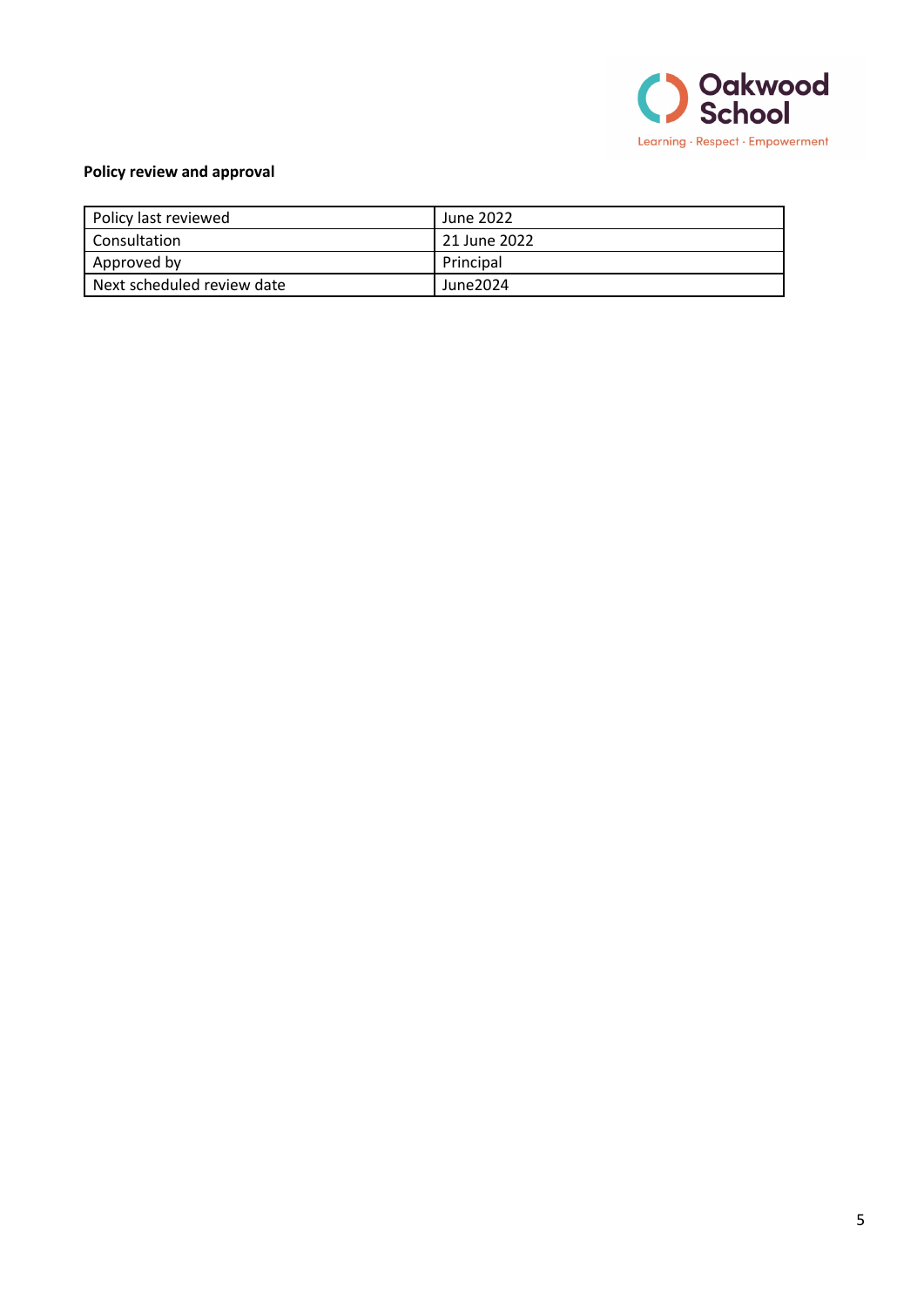**Policy review and approval**

| | |
|---|---|
| Policy last reviewed | June 2022 |
| Consultation | 21 June 2022 |
| Approved by | Principal |
| Next scheduled review date | June2024 |